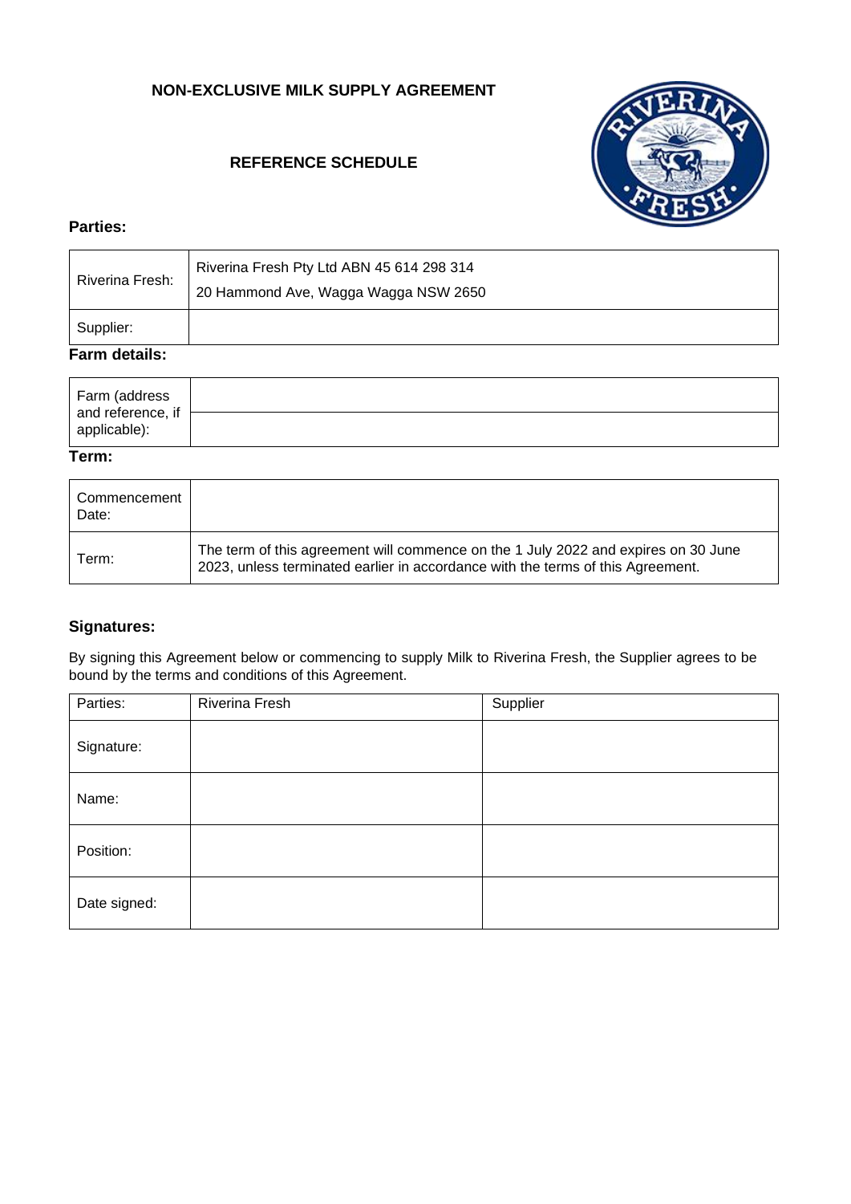# NON-EXCLUSIVE MILK SUPPLY AGREEMENT

## REFERENCE SCHEDULE

### Parties:

| | |
|---|---|
| Riverina Fresh: | Riverina Fresh Pty Ltd ABN 45 614 298 314<br>20 Hammond Ave, Wagga Wagga NSW 2650 |
| Supplier: | |

### Farm details:

| | |
|---|---|
| Farm (address and reference, if applicable): | |
| | |

### Term:

| | |
|---|---|
| Commencement Date: | |
| Term: | The term of this agreement will commence on the 1 July 2022 and expires on 30 June 2023, unless terminated earlier in accordance with the terms of this Agreement. |

### Signatures:

By signing this Agreement below or commencing to supply Milk to Riverina Fresh, the Supplier agrees to be bound by the terms and conditions of this Agreement.

| Parties: | Riverina Fresh | Supplier |
|---|---|---|
| Signature: | | |
| Name: | | |
| Position: | | |
| Date signed: | | |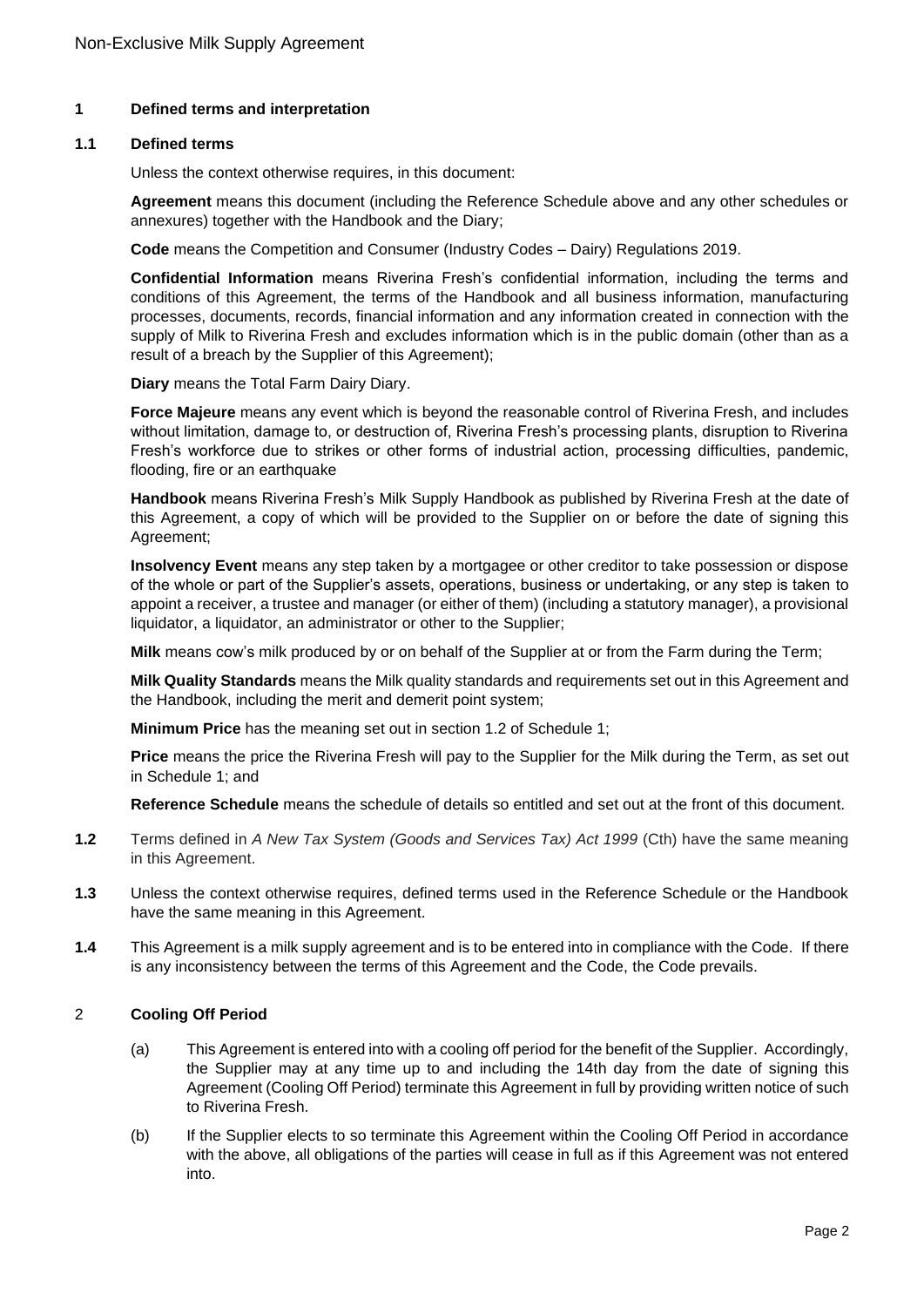## 1 Defined terms and interpretation

### 1.1 Defined terms

Unless the context otherwise requires, in this document:

**Agreement** means this document (including the Reference Schedule above and any other schedules or annexures) together with the Handbook and the Diary;

**Code** means the Competition and Consumer (Industry Codes – Dairy) Regulations 2019.

**Confidential Information** means Riverina Fresh's confidential information, including the terms and conditions of this Agreement, the terms of the Handbook and all business information, manufacturing processes, documents, records, financial information and any information created in connection with the supply of Milk to Riverina Fresh and excludes information which is in the public domain (other than as a result of a breach by the Supplier of this Agreement);

**Diary** means the Total Farm Dairy Diary.

**Force Majeure** means any event which is beyond the reasonable control of Riverina Fresh, and includes without limitation, damage to, or destruction of, Riverina Fresh's processing plants, disruption to Riverina Fresh's workforce due to strikes or other forms of industrial action, processing difficulties, pandemic, flooding, fire or an earthquake

**Handbook** means Riverina Fresh's Milk Supply Handbook as published by Riverina Fresh at the date of this Agreement, a copy of which will be provided to the Supplier on or before the date of signing this Agreement;

**Insolvency Event** means any step taken by a mortgagee or other creditor to take possession or dispose of the whole or part of the Supplier's assets, operations, business or undertaking, or any step is taken to appoint a receiver, a trustee and manager (or either of them) (including a statutory manager), a provisional liquidator, a liquidator, an administrator or other to the Supplier;

**Milk** means cow's milk produced by or on behalf of the Supplier at or from the Farm during the Term;

**Milk Quality Standards** means the Milk quality standards and requirements set out in this Agreement and the Handbook, including the merit and demerit point system;

**Minimum Price** has the meaning set out in section 1.2 of Schedule 1;

**Price** means the price the Riverina Fresh will pay to the Supplier for the Milk during the Term, as set out in Schedule 1; and

**Reference Schedule** means the schedule of details so entitled and set out at the front of this document.

**1.2** Terms defined in *A New Tax System (Goods and Services Tax) Act 1999* (Cth) have the same meaning in this Agreement.

**1.3** Unless the context otherwise requires, defined terms used in the Reference Schedule or the Handbook have the same meaning in this Agreement.

**1.4** This Agreement is a milk supply agreement and is to be entered into in compliance with the Code. If there is any inconsistency between the terms of this Agreement and the Code, the Code prevails.

## 2 Cooling Off Period

(a) This Agreement is entered into with a cooling off period for the benefit of the Supplier. Accordingly, the Supplier may at any time up to and including the 14th day from the date of signing this Agreement (Cooling Off Period) terminate this Agreement in full by providing written notice of such to Riverina Fresh.

(b) If the Supplier elects to so terminate this Agreement within the Cooling Off Period in accordance with the above, all obligations of the parties will cease in full as if this Agreement was not entered into.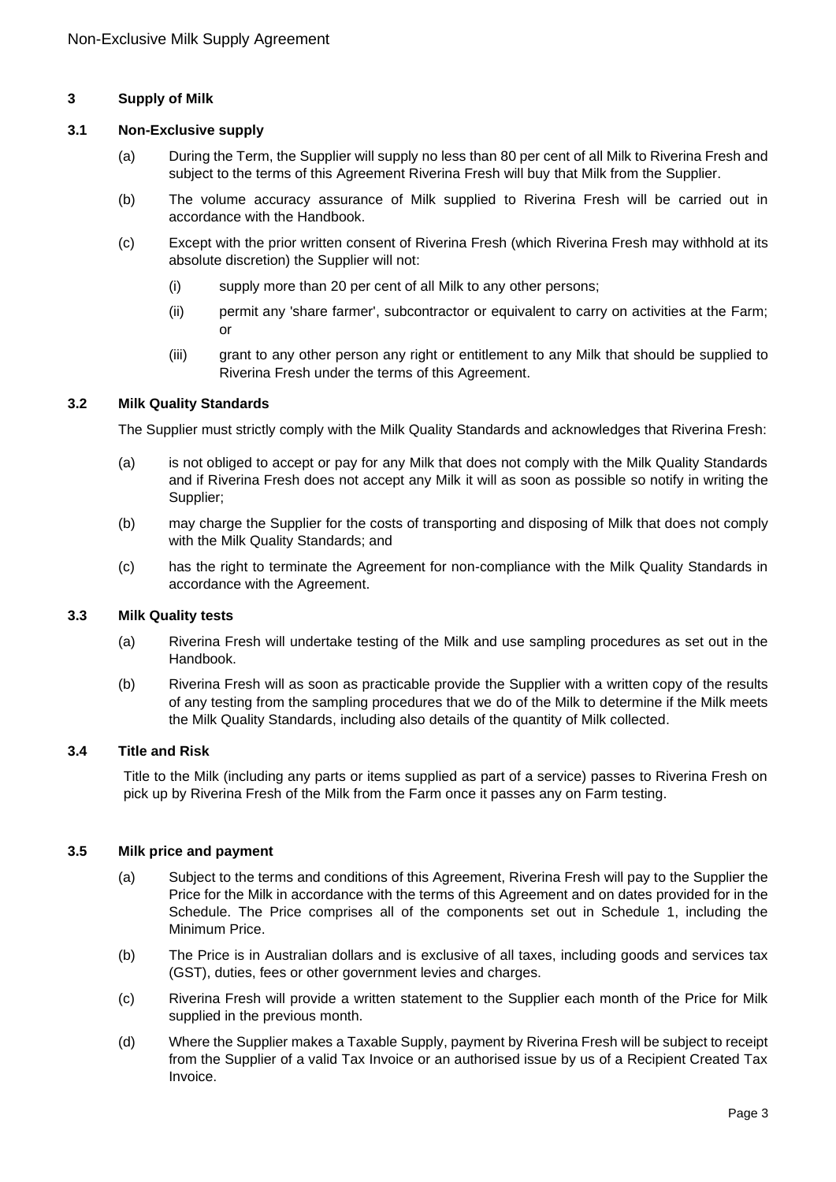## 3 Supply of Milk

### 3.1 Non-Exclusive supply

(a) During the Term, the Supplier will supply no less than 80 per cent of all Milk to Riverina Fresh and subject to the terms of this Agreement Riverina Fresh will buy that Milk from the Supplier.

(b) The volume accuracy assurance of Milk supplied to Riverina Fresh will be carried out in accordance with the Handbook.

(c) Except with the prior written consent of Riverina Fresh (which Riverina Fresh may withhold at its absolute discretion) the Supplier will not:

(i) supply more than 20 per cent of all Milk to any other persons;

(ii) permit any 'share farmer', subcontractor or equivalent to carry on activities at the Farm; or

(iii) grant to any other person any right or entitlement to any Milk that should be supplied to Riverina Fresh under the terms of this Agreement.

### 3.2 Milk Quality Standards

The Supplier must strictly comply with the Milk Quality Standards and acknowledges that Riverina Fresh:

(a) is not obliged to accept or pay for any Milk that does not comply with the Milk Quality Standards and if Riverina Fresh does not accept any Milk it will as soon as possible so notify in writing the Supplier;

(b) may charge the Supplier for the costs of transporting and disposing of Milk that does not comply with the Milk Quality Standards; and

(c) has the right to terminate the Agreement for non-compliance with the Milk Quality Standards in accordance with the Agreement.

### 3.3 Milk Quality tests

(a) Riverina Fresh will undertake testing of the Milk and use sampling procedures as set out in the Handbook.

(b) Riverina Fresh will as soon as practicable provide the Supplier with a written copy of the results of any testing from the sampling procedures that we do of the Milk to determine if the Milk meets the Milk Quality Standards, including also details of the quantity of Milk collected.

### 3.4 Title and Risk

Title to the Milk (including any parts or items supplied as part of a service) passes to Riverina Fresh on pick up by Riverina Fresh of the Milk from the Farm once it passes any on Farm testing.

### 3.5 Milk price and payment

(a) Subject to the terms and conditions of this Agreement, Riverina Fresh will pay to the Supplier the Price for the Milk in accordance with the terms of this Agreement and on dates provided for in the Schedule. The Price comprises all of the components set out in Schedule 1, including the Minimum Price.

(b) The Price is in Australian dollars and is exclusive of all taxes, including goods and services tax (GST), duties, fees or other government levies and charges.

(c) Riverina Fresh will provide a written statement to the Supplier each month of the Price for Milk supplied in the previous month.

(d) Where the Supplier makes a Taxable Supply, payment by Riverina Fresh will be subject to receipt from the Supplier of a valid Tax Invoice or an authorised issue by us of a Recipient Created Tax Invoice.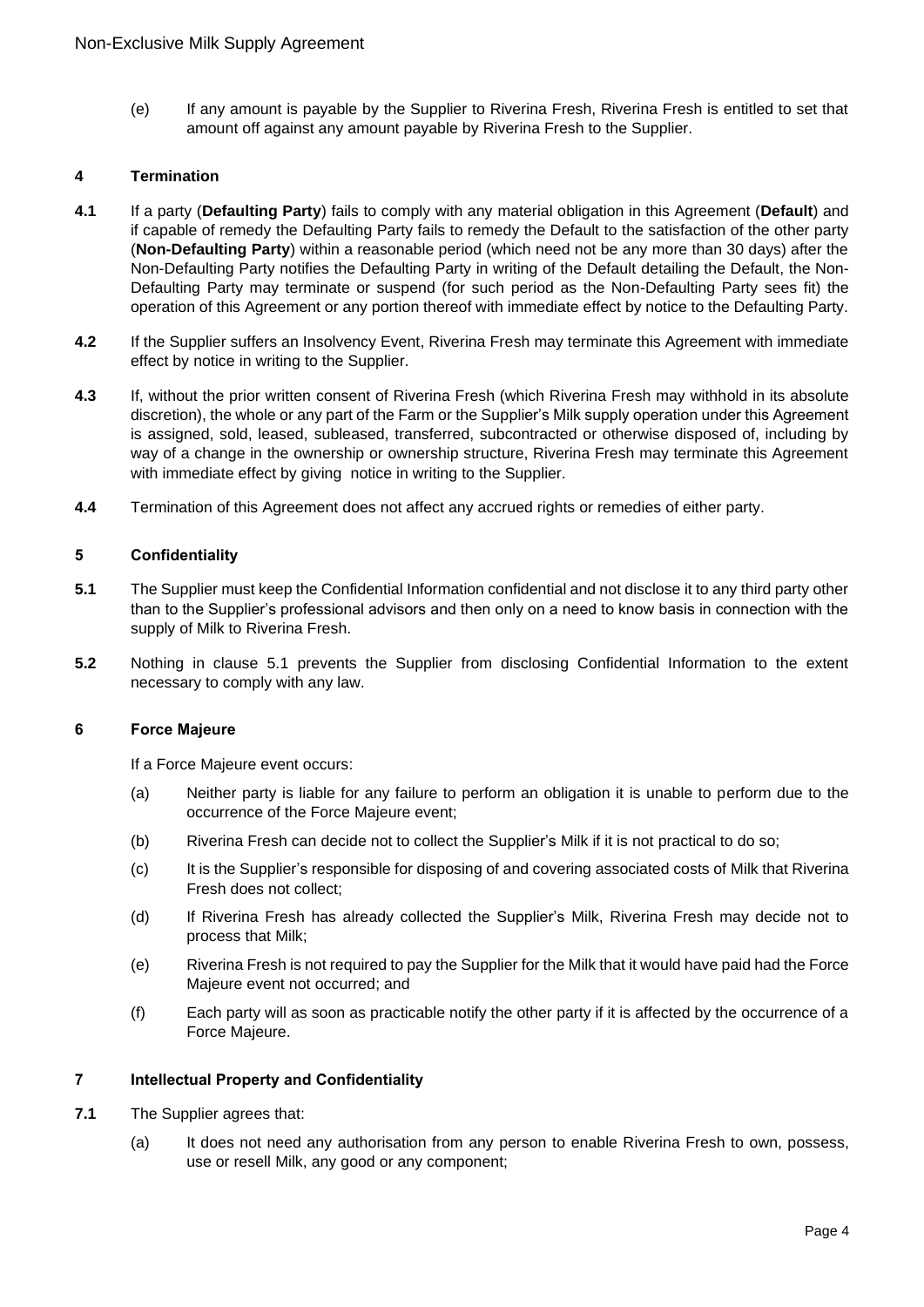(e) If any amount is payable by the Supplier to Riverina Fresh, Riverina Fresh is entitled to set that amount off against any amount payable by Riverina Fresh to the Supplier.

## 4 Termination

**4.1** If a party (**Defaulting Party**) fails to comply with any material obligation in this Agreement (**Default**) and if capable of remedy the Defaulting Party fails to remedy the Default to the satisfaction of the other party (**Non-Defaulting Party**) within a reasonable period (which need not be any more than 30 days) after the Non-Defaulting Party notifies the Defaulting Party in writing of the Default detailing the Default, the Non-Defaulting Party may terminate or suspend (for such period as the Non-Defaulting Party sees fit) the operation of this Agreement or any portion thereof with immediate effect by notice to the Defaulting Party.

**4.2** If the Supplier suffers an Insolvency Event, Riverina Fresh may terminate this Agreement with immediate effect by notice in writing to the Supplier.

**4.3** If, without the prior written consent of Riverina Fresh (which Riverina Fresh may withhold in its absolute discretion), the whole or any part of the Farm or the Supplier's Milk supply operation under this Agreement is assigned, sold, leased, subleased, transferred, subcontracted or otherwise disposed of, including by way of a change in the ownership or ownership structure, Riverina Fresh may terminate this Agreement with immediate effect by giving notice in writing to the Supplier.

**4.4** Termination of this Agreement does not affect any accrued rights or remedies of either party.

## 5 Confidentiality

**5.1** The Supplier must keep the Confidential Information confidential and not disclose it to any third party other than to the Supplier's professional advisors and then only on a need to know basis in connection with the supply of Milk to Riverina Fresh.

**5.2** Nothing in clause 5.1 prevents the Supplier from disclosing Confidential Information to the extent necessary to comply with any law.

## 6 Force Majeure

If a Force Majeure event occurs:

(a) Neither party is liable for any failure to perform an obligation it is unable to perform due to the occurrence of the Force Majeure event;

(b) Riverina Fresh can decide not to collect the Supplier's Milk if it is not practical to do so;

(c) It is the Supplier's responsible for disposing of and covering associated costs of Milk that Riverina Fresh does not collect;

(d) If Riverina Fresh has already collected the Supplier's Milk, Riverina Fresh may decide not to process that Milk;

(e) Riverina Fresh is not required to pay the Supplier for the Milk that it would have paid had the Force Majeure event not occurred; and

(f) Each party will as soon as practicable notify the other party if it is affected by the occurrence of a Force Majeure.

## 7 Intellectual Property and Confidentiality

**7.1** The Supplier agrees that:

(a) It does not need any authorisation from any person to enable Riverina Fresh to own, possess, use or resell Milk, any good or any component;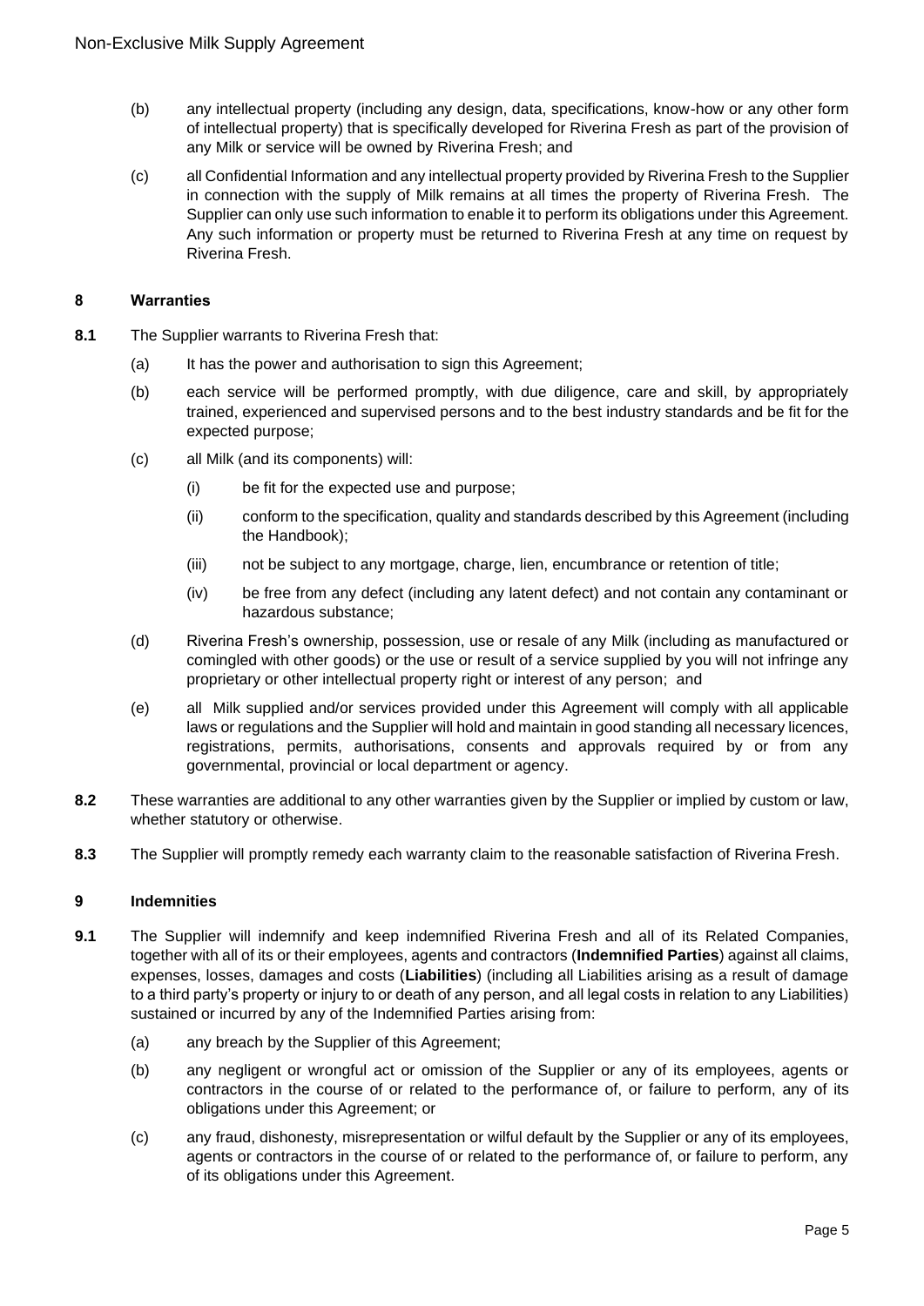(b) any intellectual property (including any design, data, specifications, know-how or any other form of intellectual property) that is specifically developed for Riverina Fresh as part of the provision of any Milk or service will be owned by Riverina Fresh; and

(c) all Confidential Information and any intellectual property provided by Riverina Fresh to the Supplier in connection with the supply of Milk remains at all times the property of Riverina Fresh. The Supplier can only use such information to enable it to perform its obligations under this Agreement. Any such information or property must be returned to Riverina Fresh at any time on request by Riverina Fresh.

## 8 Warranties

**8.1** The Supplier warrants to Riverina Fresh that:

(a) It has the power and authorisation to sign this Agreement;

(b) each service will be performed promptly, with due diligence, care and skill, by appropriately trained, experienced and supervised persons and to the best industry standards and be fit for the expected purpose;

(c) all Milk (and its components) will:

(i) be fit for the expected use and purpose;

(ii) conform to the specification, quality and standards described by this Agreement (including the Handbook);

(iii) not be subject to any mortgage, charge, lien, encumbrance or retention of title;

(iv) be free from any defect (including any latent defect) and not contain any contaminant or hazardous substance;

(d) Riverina Fresh's ownership, possession, use or resale of any Milk (including as manufactured or comingled with other goods) or the use or result of a service supplied by you will not infringe any proprietary or other intellectual property right or interest of any person; and

(e) all Milk supplied and/or services provided under this Agreement will comply with all applicable laws or regulations and the Supplier will hold and maintain in good standing all necessary licences, registrations, permits, authorisations, consents and approvals required by or from any governmental, provincial or local department or agency.

**8.2** These warranties are additional to any other warranties given by the Supplier or implied by custom or law, whether statutory or otherwise.

**8.3** The Supplier will promptly remedy each warranty claim to the reasonable satisfaction of Riverina Fresh.

## 9 Indemnities

**9.1** The Supplier will indemnify and keep indemnified Riverina Fresh and all of its Related Companies, together with all of its or their employees, agents and contractors (**Indemnified Parties**) against all claims, expenses, losses, damages and costs (**Liabilities**) (including all Liabilities arising as a result of damage to a third party's property or injury to or death of any person, and all legal costs in relation to any Liabilities) sustained or incurred by any of the Indemnified Parties arising from:

(a) any breach by the Supplier of this Agreement;

(b) any negligent or wrongful act or omission of the Supplier or any of its employees, agents or contractors in the course of or related to the performance of, or failure to perform, any of its obligations under this Agreement; or

(c) any fraud, dishonesty, misrepresentation or wilful default by the Supplier or any of its employees, agents or contractors in the course of or related to the performance of, or failure to perform, any of its obligations under this Agreement.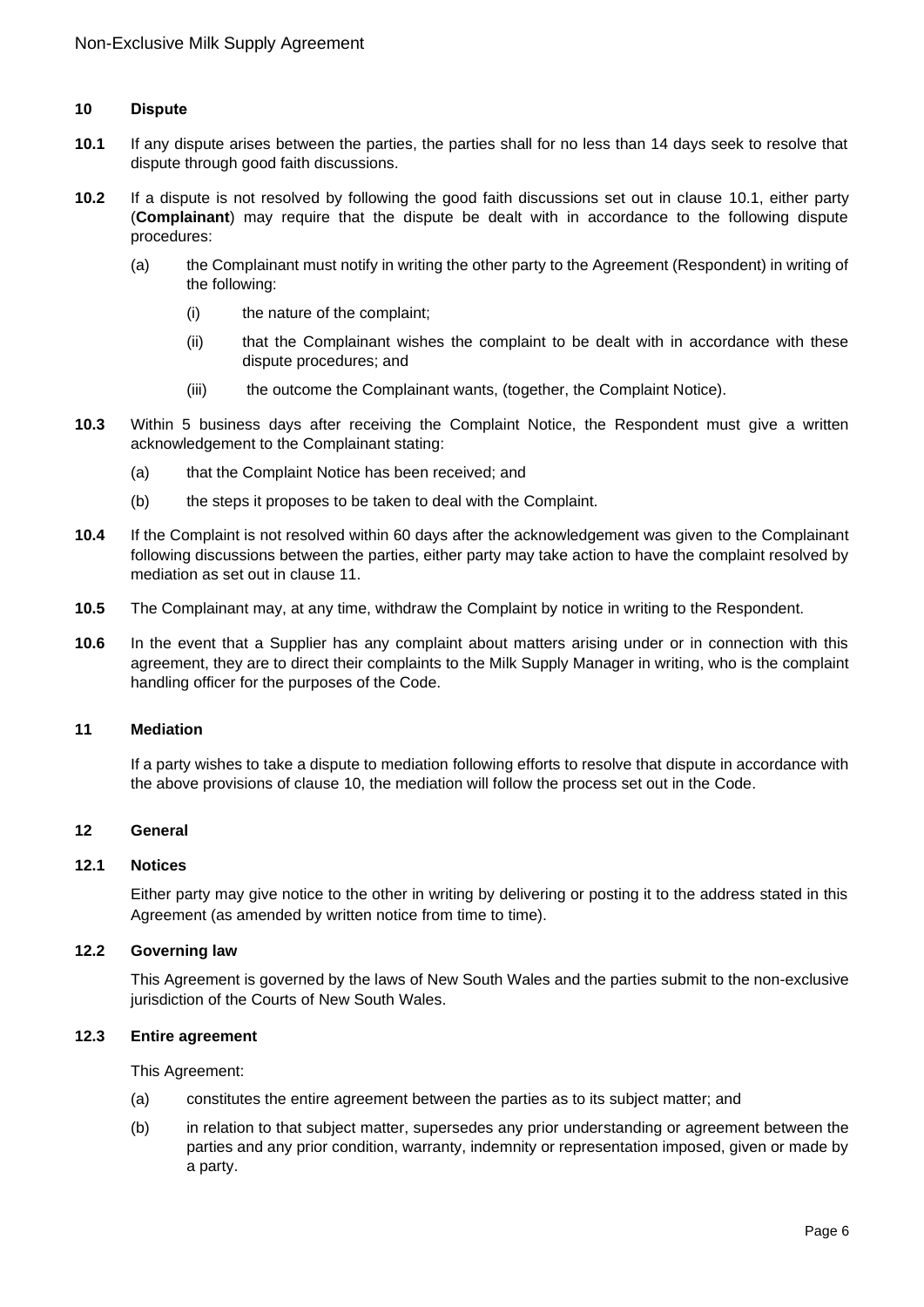## 10 Dispute

**10.1** If any dispute arises between the parties, the parties shall for no less than 14 days seek to resolve that dispute through good faith discussions.

**10.2** If a dispute is not resolved by following the good faith discussions set out in clause 10.1, either party (**Complainant**) may require that the dispute be dealt with in accordance to the following dispute procedures:

(a) the Complainant must notify in writing the other party to the Agreement (Respondent) in writing of the following:

(i) the nature of the complaint;

(ii) that the Complainant wishes the complaint to be dealt with in accordance with these dispute procedures; and

(iii) the outcome the Complainant wants, (together, the Complaint Notice).

**10.3** Within 5 business days after receiving the Complaint Notice, the Respondent must give a written acknowledgement to the Complainant stating:

(a) that the Complaint Notice has been received; and

(b) the steps it proposes to be taken to deal with the Complaint.

**10.4** If the Complaint is not resolved within 60 days after the acknowledgement was given to the Complainant following discussions between the parties, either party may take action to have the complaint resolved by mediation as set out in clause 11.

**10.5** The Complainant may, at any time, withdraw the Complaint by notice in writing to the Respondent.

**10.6** In the event that a Supplier has any complaint about matters arising under or in connection with this agreement, they are to direct their complaints to the Milk Supply Manager in writing, who is the complaint handling officer for the purposes of the Code.

## 11 Mediation

If a party wishes to take a dispute to mediation following efforts to resolve that dispute in accordance with the above provisions of clause 10, the mediation will follow the process set out in the Code.

## 12 General

### 12.1 Notices

Either party may give notice to the other in writing by delivering or posting it to the address stated in this Agreement (as amended by written notice from time to time).

### 12.2 Governing law

This Agreement is governed by the laws of New South Wales and the parties submit to the non-exclusive jurisdiction of the Courts of New South Wales.

### 12.3 Entire agreement

This Agreement:

(a) constitutes the entire agreement between the parties as to its subject matter; and

(b) in relation to that subject matter, supersedes any prior understanding or agreement between the parties and any prior condition, warranty, indemnity or representation imposed, given or made by a party.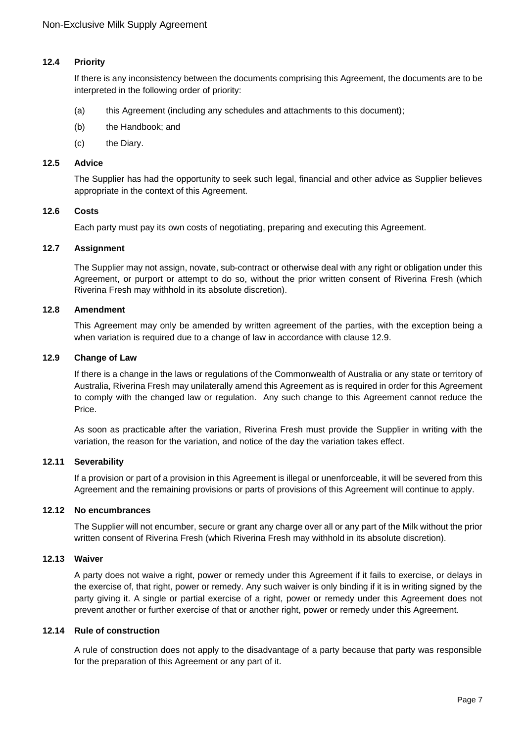### 12.4 Priority

If there is any inconsistency between the documents comprising this Agreement, the documents are to be interpreted in the following order of priority:

(a) this Agreement (including any schedules and attachments to this document);

(b) the Handbook; and

(c) the Diary.

### 12.5 Advice

The Supplier has had the opportunity to seek such legal, financial and other advice as Supplier believes appropriate in the context of this Agreement.

### 12.6 Costs

Each party must pay its own costs of negotiating, preparing and executing this Agreement.

### 12.7 Assignment

The Supplier may not assign, novate, sub-contract or otherwise deal with any right or obligation under this Agreement, or purport or attempt to do so, without the prior written consent of Riverina Fresh (which Riverina Fresh may withhold in its absolute discretion).

### 12.8 Amendment

This Agreement may only be amended by written agreement of the parties, with the exception being a when variation is required due to a change of law in accordance with clause 12.9.

### 12.9 Change of Law

If there is a change in the laws or regulations of the Commonwealth of Australia or any state or territory of Australia, Riverina Fresh may unilaterally amend this Agreement as is required in order for this Agreement to comply with the changed law or regulation. Any such change to this Agreement cannot reduce the Price.

As soon as practicable after the variation, Riverina Fresh must provide the Supplier in writing with the variation, the reason for the variation, and notice of the day the variation takes effect.

### 12.11 Severability

If a provision or part of a provision in this Agreement is illegal or unenforceable, it will be severed from this Agreement and the remaining provisions or parts of provisions of this Agreement will continue to apply.

### 12.12 No encumbrances

The Supplier will not encumber, secure or grant any charge over all or any part of the Milk without the prior written consent of Riverina Fresh (which Riverina Fresh may withhold in its absolute discretion).

### 12.13 Waiver

A party does not waive a right, power or remedy under this Agreement if it fails to exercise, or delays in the exercise of, that right, power or remedy. Any such waiver is only binding if it is in writing signed by the party giving it. A single or partial exercise of a right, power or remedy under this Agreement does not prevent another or further exercise of that or another right, power or remedy under this Agreement.

### 12.14 Rule of construction

A rule of construction does not apply to the disadvantage of a party because that party was responsible for the preparation of this Agreement or any part of it.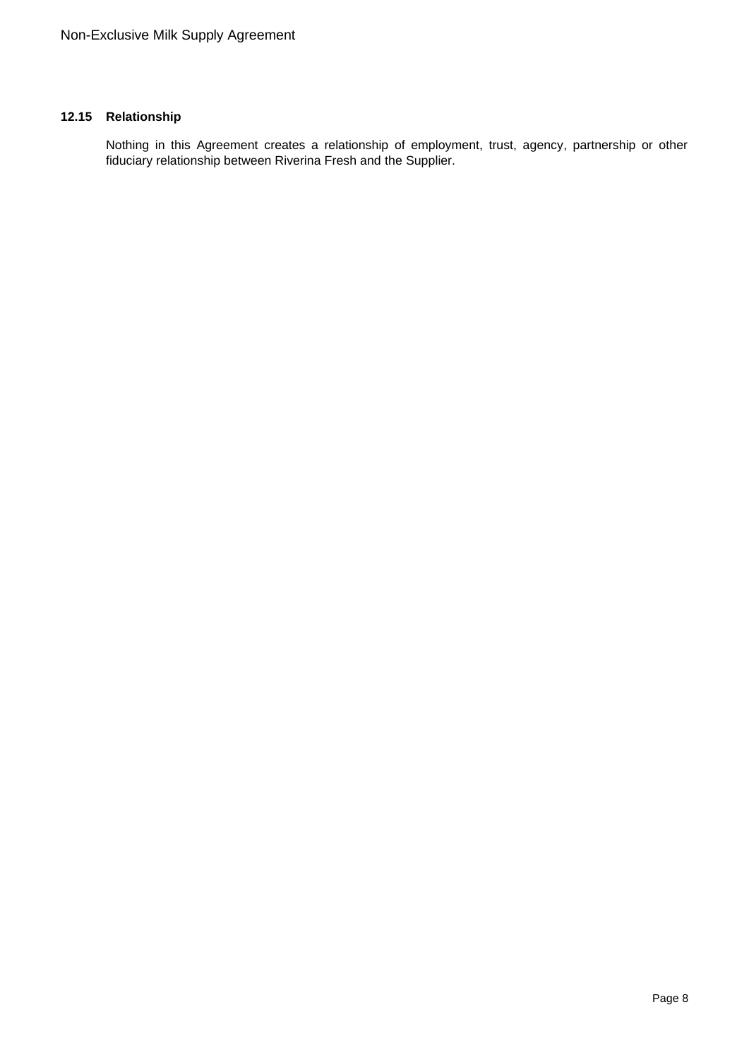### 12.15 Relationship

Nothing in this Agreement creates a relationship of employment, trust, agency, partnership or other fiduciary relationship between Riverina Fresh and the Supplier.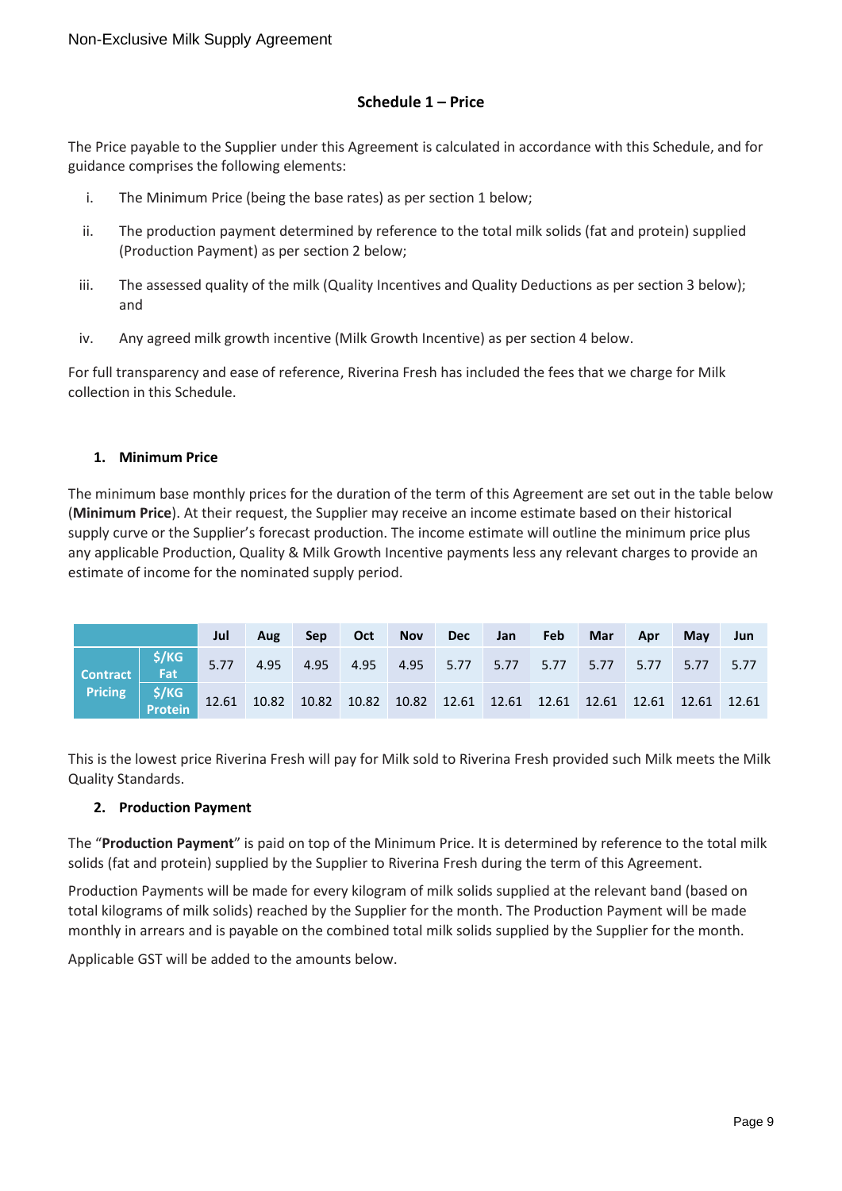## Schedule 1 – Price

The Price payable to the Supplier under this Agreement is calculated in accordance with this Schedule, and for guidance comprises the following elements:

i. The Minimum Price (being the base rates) as per section 1 below;

ii. The production payment determined by reference to the total milk solids (fat and protein) supplied (Production Payment) as per section 2 below;

iii. The assessed quality of the milk (Quality Incentives and Quality Deductions as per section 3 below); and

iv. Any agreed milk growth incentive (Milk Growth Incentive) as per section 4 below.

For full transparency and ease of reference, Riverina Fresh has included the fees that we charge for Milk collection in this Schedule.

### 1. Minimum Price

The minimum base monthly prices for the duration of the term of this Agreement are set out in the table below (**Minimum Price**). At their request, the Supplier may receive an income estimate based on their historical supply curve or the Supplier's forecast production. The income estimate will outline the minimum price plus any applicable Production, Quality & Milk Growth Incentive payments less any relevant charges to provide an estimate of income for the nominated supply period.

| | | Jul | Aug | Sep | Oct | Nov | Dec | Jan | Feb | Mar | Apr | May | Jun |
|---|---|---|---|---|---|---|---|---|---|---|---|---|---|
| Contract Pricing | $/KG Fat | 5.77 | 4.95 | 4.95 | 4.95 | 4.95 | 5.77 | 5.77 | 5.77 | 5.77 | 5.77 | 5.77 | 5.77 |
| | $/KG Protein | 12.61 | 10.82 | 10.82 | 10.82 | 10.82 | 12.61 | 12.61 | 12.61 | 12.61 | 12.61 | 12.61 | 12.61 |

This is the lowest price Riverina Fresh will pay for Milk sold to Riverina Fresh provided such Milk meets the Milk Quality Standards.

### 2. Production Payment

The "**Production Payment**" is paid on top of the Minimum Price. It is determined by reference to the total milk solids (fat and protein) supplied by the Supplier to Riverina Fresh during the term of this Agreement.

Production Payments will be made for every kilogram of milk solids supplied at the relevant band (based on total kilograms of milk solids) reached by the Supplier for the month. The Production Payment will be made monthly in arrears and is payable on the combined total milk solids supplied by the Supplier for the month.

Applicable GST will be added to the amounts below.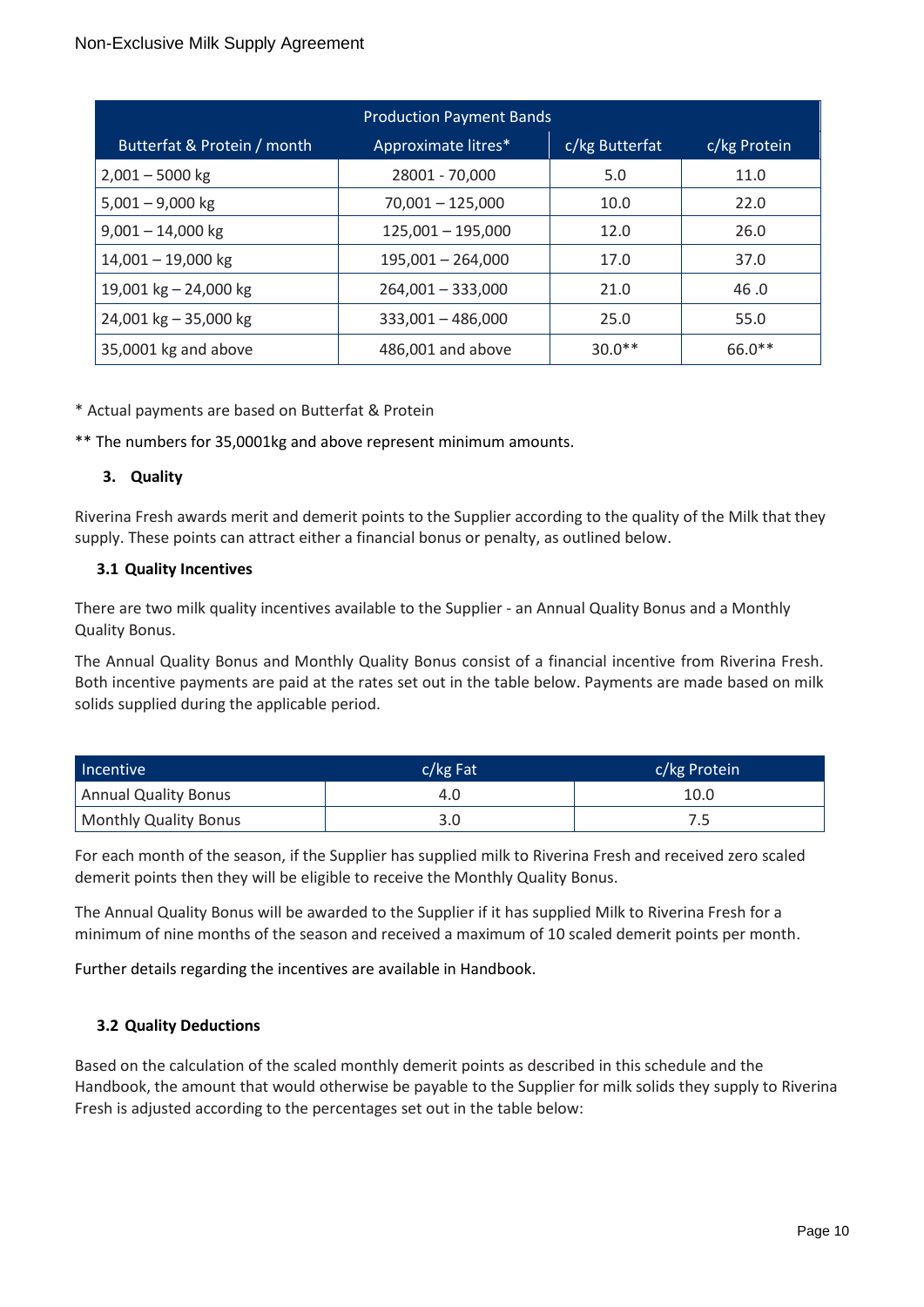| Production Payment Bands | | | |
|---|---|---|---|
| Butterfat & Protein / month | Approximate litres* | c/kg Butterfat | c/kg Protein |
| 2,001 – 5000 kg | 28001 - 70,000 | 5.0 | 11.0 |
| 5,001 – 9,000 kg | 70,001 – 125,000 | 10.0 | 22.0 |
| 9,001 – 14,000 kg | 125,001 – 195,000 | 12.0 | 26.0 |
| 14,001 – 19,000 kg | 195,001 – 264,000 | 17.0 | 37.0 |
| 19,001 kg – 24,000 kg | 264,001 – 333,000 | 21.0 | 46 .0 |
| 24,001 kg – 35,000 kg | 333,001 – 486,000 | 25.0 | 55.0 |
| 35,0001 kg and above | 486,001 and above | 30.0** | 66.0** |

* Actual payments are based on Butterfat & Protein

** The numbers for 35,0001kg and above represent minimum amounts.

### 3. Quality

Riverina Fresh awards merit and demerit points to the Supplier according to the quality of the Milk that they supply. These points can attract either a financial bonus or penalty, as outlined below.

#### 3.1 Quality Incentives

There are two milk quality incentives available to the Supplier - an Annual Quality Bonus and a Monthly Quality Bonus.

The Annual Quality Bonus and Monthly Quality Bonus consist of a financial incentive from Riverina Fresh. Both incentive payments are paid at the rates set out in the table below. Payments are made based on milk solids supplied during the applicable period.

| Incentive | c/kg Fat | c/kg Protein |
|---|---|---|
| Annual Quality Bonus | 4.0 | 10.0 |
| Monthly Quality Bonus | 3.0 | 7.5 |

For each month of the season, if the Supplier has supplied milk to Riverina Fresh and received zero scaled demerit points then they will be eligible to receive the Monthly Quality Bonus.

The Annual Quality Bonus will be awarded to the Supplier if it has supplied Milk to Riverina Fresh for a minimum of nine months of the season and received a maximum of 10 scaled demerit points per month.

Further details regarding the incentives are available in Handbook.

#### 3.2 Quality Deductions

Based on the calculation of the scaled monthly demerit points as described in this schedule and the Handbook, the amount that would otherwise be payable to the Supplier for milk solids they supply to Riverina Fresh is adjusted according to the percentages set out in the table below: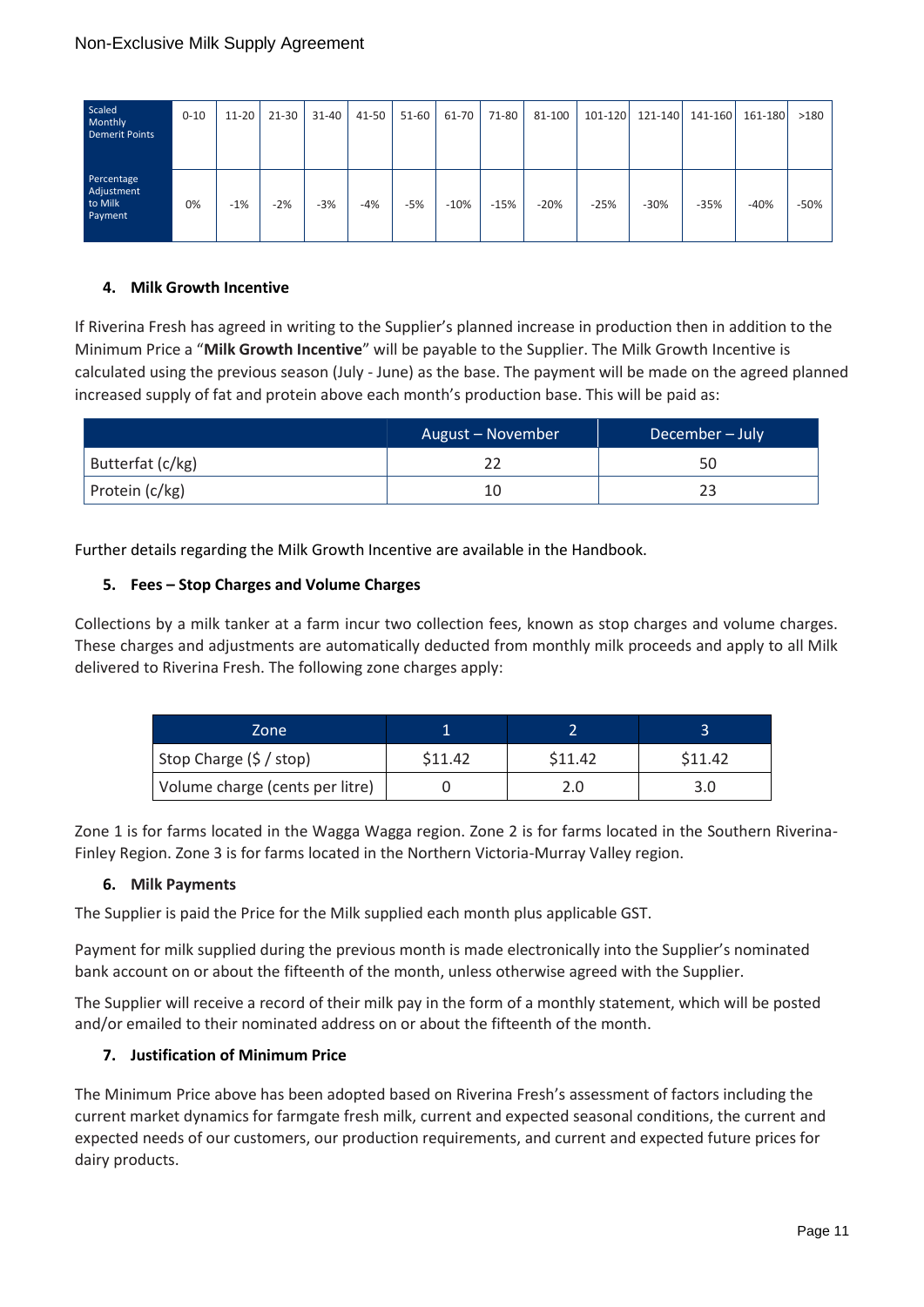| Scaled Monthly Demerit Points | 0-10 | 11-20 | 21-30 | 31-40 | 41-50 | 51-60 | 61-70 | 71-80 | 81-100 | 101-120 | 121-140 | 141-160 | 161-180 | >180 |
|---|---|---|---|---|---|---|---|---|---|---|---|---|---|---|
| Percentage Adjustment to Milk Payment | 0% | -1% | -2% | -3% | -4% | -5% | -10% | -15% | -20% | -25% | -30% | -35% | -40% | -50% |

### 4. Milk Growth Incentive

If Riverina Fresh has agreed in writing to the Supplier's planned increase in production then in addition to the Minimum Price a "**Milk Growth Incentive**" will be payable to the Supplier. The Milk Growth Incentive is calculated using the previous season (July - June) as the base. The payment will be made on the agreed planned increased supply of fat and protein above each month's production base. This will be paid as:

| | August – November | December – July |
|---|---|---|
| Butterfat (c/kg) | 22 | 50 |
| Protein (c/kg) | 10 | 23 |

Further details regarding the Milk Growth Incentive are available in the Handbook.

### 5. Fees – Stop Charges and Volume Charges

Collections by a milk tanker at a farm incur two collection fees, known as stop charges and volume charges. These charges and adjustments are automatically deducted from monthly milk proceeds and apply to all Milk delivered to Riverina Fresh. The following zone charges apply:

| Zone | 1 | 2 | 3 |
|---|---|---|---|
| Stop Charge ($ / stop) | $11.42 | $11.42 | $11.42 |
| Volume charge (cents per litre) | 0 | 2.0 | 3.0 |

Zone 1 is for farms located in the Wagga Wagga region. Zone 2 is for farms located in the Southern Riverina-Finley Region. Zone 3 is for farms located in the Northern Victoria-Murray Valley region.

### 6. Milk Payments

The Supplier is paid the Price for the Milk supplied each month plus applicable GST.

Payment for milk supplied during the previous month is made electronically into the Supplier's nominated bank account on or about the fifteenth of the month, unless otherwise agreed with the Supplier.

The Supplier will receive a record of their milk pay in the form of a monthly statement, which will be posted and/or emailed to their nominated address on or about the fifteenth of the month.

### 7. Justification of Minimum Price

The Minimum Price above has been adopted based on Riverina Fresh's assessment of factors including the current market dynamics for farmgate fresh milk, current and expected seasonal conditions, the current and expected needs of our customers, our production requirements, and current and expected future prices for dairy products.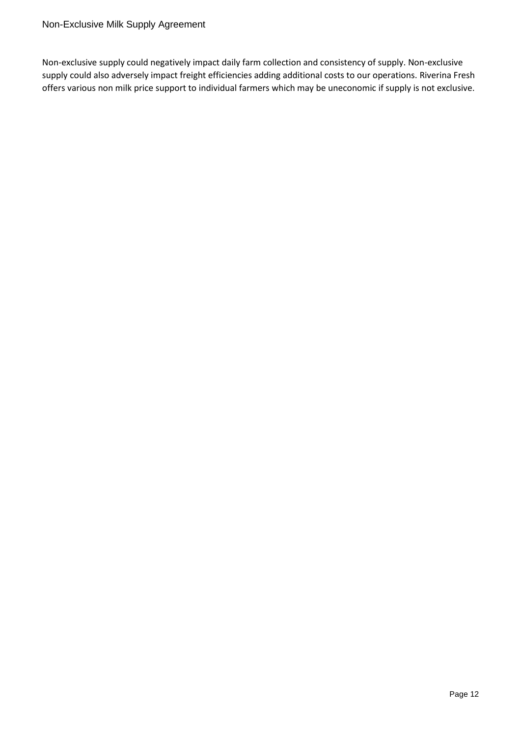Non-exclusive supply could negatively impact daily farm collection and consistency of supply. Non-exclusive supply could also adversely impact freight efficiencies adding additional costs to our operations. Riverina Fresh offers various non milk price support to individual farmers which may be uneconomic if supply is not exclusive.